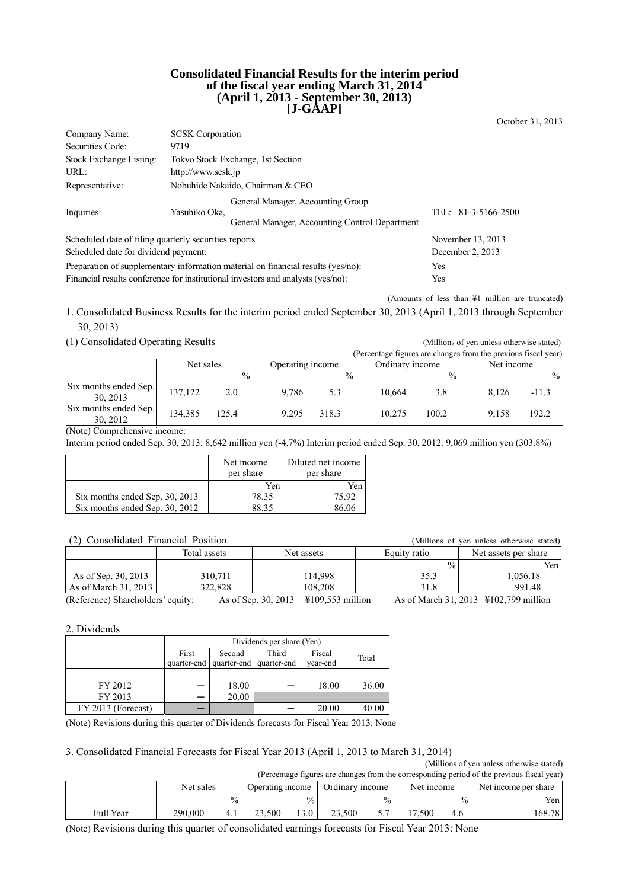# Consolidated Financial Results for the interim period of the fiscal year ending March 31, 2014 (April 1, 2013 - September 30, 2013) [J-GAAP]

October 31, 2013

| | | |
|---|---|---|
| Company Name: | SCSK Corporation | |
| Securities Code: | 9719 | |
| Stock Exchange Listing: | Tokyo Stock Exchange, 1st Section | |
| URL: | http://www.scsk.jp | |
| Representative: | Nobuhide Nakaido, Chairman & CEO | |
| Inquiries: | Yasuhiko Oka, General Manager, Accounting Group General Manager, Accounting Control Department | TEL: +81-3-5166-2500 |

| | |
|---|---|
| Scheduled date of filing quarterly securities reports | November 13, 2013 |
| Scheduled date for dividend payment: | December 2, 2013 |
| Preparation of supplementary information material on financial results (yes/no): | Yes |
| Financial results conference for institutional investors and analysts (yes/no): | Yes |

(Amounts of less than ¥1 million are truncated)

## 1. Consolidated Business Results for the interim period ended September 30, 2013 (April 1, 2013 through September 30, 2013)

### (1) Consolidated Operating Results

(Millions of yen unless otherwise stated)
(Percentage figures are changes from the previous fiscal year)

| | Net sales | | Operating income | | Ordinary income | | Net income | |
|---|---|---|---|---|---|---|---|---|
| | | % | | % | | % | | % |
| Six months ended Sep. 30, 2013 | 137,122 | 2.0 | 9,786 | 5.3 | 10,664 | 3.8 | 8,126 | -11.3 |
| Six months ended Sep. 30, 2012 | 134,385 | 125.4 | 9,295 | 318.3 | 10,275 | 100.2 | 9,158 | 192.2 |

(Note) Comprehensive income:
Interim period ended Sep. 30, 2013: 8,642 million yen (-4.7%) Interim period ended Sep. 30, 2012: 9,069 million yen (303.8%)

| | Net income per share | Diluted net income per share |
|---|---|---|
| | Yen | Yen |
| Six months ended Sep. 30, 2013 | 78.35 | 75.92 |
| Six months ended Sep. 30, 2012 | 88.35 | 86.06 |

### (2) Consolidated Financial Position

(Millions of yen unless otherwise stated)

| | Total assets | Net assets | Equity ratio | Net assets per share |
|---|---|---|---|---|
| | | | % | Yen |
| As of Sep. 30, 2013 | 310,711 | 114,998 | 35.3 | 1,056.18 |
| As of March 31, 2013 | 322,828 | 108,208 | 31.8 | 991.48 |

(Reference) Shareholders' equity: As of Sep. 30, 2013 ¥109,553 million As of March 31, 2013 ¥102,799 million

## 2. Dividends

| | Dividends per share (Yen) | | | | |
|---|---|---|---|---|---|
| | First quarter-end | Second quarter-end | Third quarter-end | Fiscal year-end | Total |
| FY 2012 | ― | 18.00 | ― | 18.00 | 36.00 |
| FY 2013 | ― | 20.00 | | | |
| FY 2013 (Forecast) | | | ― | 20.00 | 40.00 |

(Note) Revisions during this quarter of Dividends forecasts for Fiscal Year 2013: None

## 3. Consolidated Financial Forecasts for Fiscal Year 2013 (April 1, 2013 to March 31, 2014)

(Millions of yen unless otherwise stated)
(Percentage figures are changes from the corresponding period of the previous fiscal year)

| | Net sales | | Operating income | | Ordinary income | | Net income | | Net income per share |
|---|---|---|---|---|---|---|---|---|---|
| | | % | | % | | % | | % | Yen |
| Full Year | 290,000 | 4.1 | 23,500 | 13.0 | 23,500 | 5.7 | 17,500 | 4.6 | 168.78 |

(Note) Revisions during this quarter of consolidated earnings forecasts for Fiscal Year 2013: None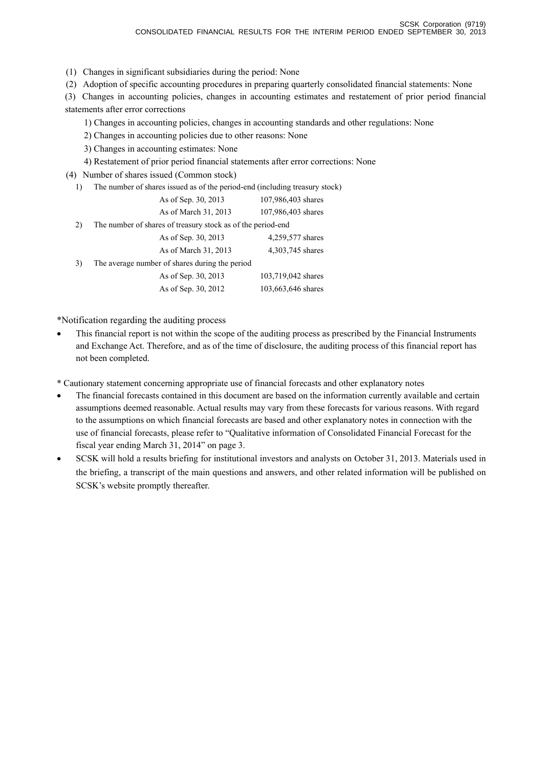(1) Changes in significant subsidiaries during the period: None

(2) Adoption of specific accounting procedures in preparing quarterly consolidated financial statements: None

(3) Changes in accounting policies, changes in accounting estimates and restatement of prior period financial statements after error corrections

1) Changes in accounting policies, changes in accounting standards and other regulations: None

2) Changes in accounting policies due to other reasons: None

3) Changes in accounting estimates: None

4) Restatement of prior period financial statements after error corrections: None

(4) Number of shares issued (Common stock)

1) The number of shares issued as of the period-end (including treasury stock)

| | |
|---|---|
| As of Sep. 30, 2013 | 107,986,403 shares |
| As of March 31, 2013 | 107,986,403 shares |

2) The number of shares of treasury stock as of the period-end

| | |
|---|---|
| As of Sep. 30, 2013 | 4,259,577 shares |
| As of March 31, 2013 | 4,303,745 shares |

3) The average number of shares during the period

| | |
|---|---|
| As of Sep. 30, 2013 | 103,719,042 shares |
| As of Sep. 30, 2012 | 103,663,646 shares |

*Notification regarding the auditing process

- This financial report is not within the scope of the auditing process as prescribed by the Financial Instruments and Exchange Act. Therefore, and as of the time of disclosure, the auditing process of this financial report has not been completed.

* Cautionary statement concerning appropriate use of financial forecasts and other explanatory notes

- The financial forecasts contained in this document are based on the information currently available and certain assumptions deemed reasonable. Actual results may vary from these forecasts for various reasons. With regard to the assumptions on which financial forecasts are based and other explanatory notes in connection with the use of financial forecasts, please refer to "Qualitative information of Consolidated Financial Forecast for the fiscal year ending March 31, 2014" on page 3.
- SCSK will hold a results briefing for institutional investors and analysts on October 31, 2013. Materials used in the briefing, a transcript of the main questions and answers, and other related information will be published on SCSK's website promptly thereafter.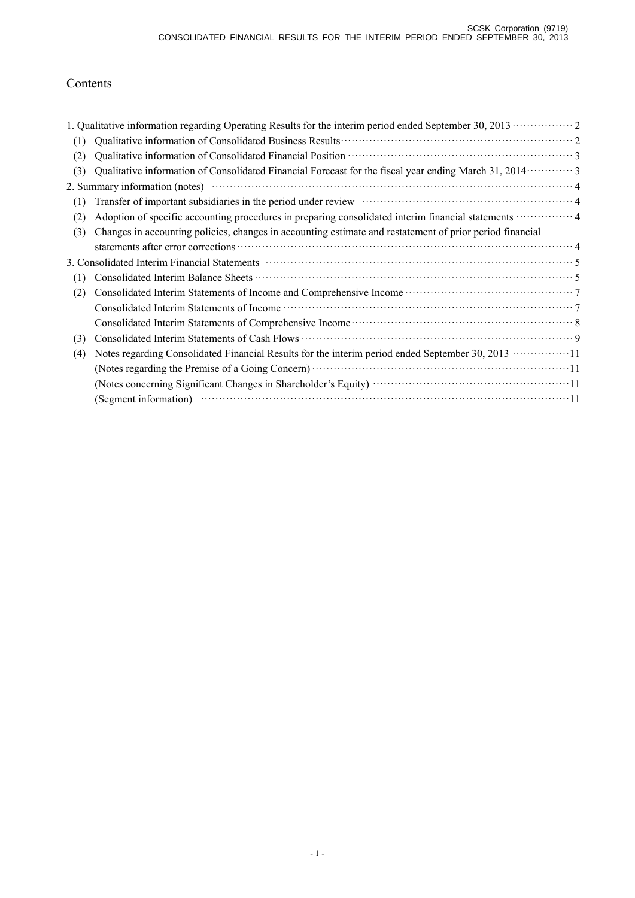# Contents

1. Qualitative information regarding Operating Results for the interim period ended September 30, 2013 ················ 2
   - (1) Qualitative information of Consolidated Business Results ················ 2
   - (2) Qualitative information of Consolidated Financial Position ················ 3
   - (3) Qualitative information of Consolidated Financial Forecast for the fiscal year ending March 31, 2014 ················ 3
2. Summary information (notes) ················ 4
   - (1) Transfer of important subsidiaries in the period under review ················ 4
   - (2) Adoption of specific accounting procedures in preparing consolidated interim financial statements ················ 4
   - (3) Changes in accounting policies, changes in accounting estimate and restatement of prior period financial statements after error corrections ················ 4
3. Consolidated Interim Financial Statements ················ 5
   - (1) Consolidated Interim Balance Sheets ················ 5
   - (2) Consolidated Interim Statements of Income and Comprehensive Income ················ 7
     - Consolidated Interim Statements of Income ················ 7
     - Consolidated Interim Statements of Comprehensive Income ················ 8
   - (3) Consolidated Interim Statements of Cash Flows ················ 9
   - (4) Notes regarding Consolidated Financial Results for the interim period ended September 30, 2013 ················ 11
     - (Notes regarding the Premise of a Going Concern) ················ 11
     - (Notes concerning Significant Changes in Shareholder's Equity) ················ 11
     - (Segment information) ················ 11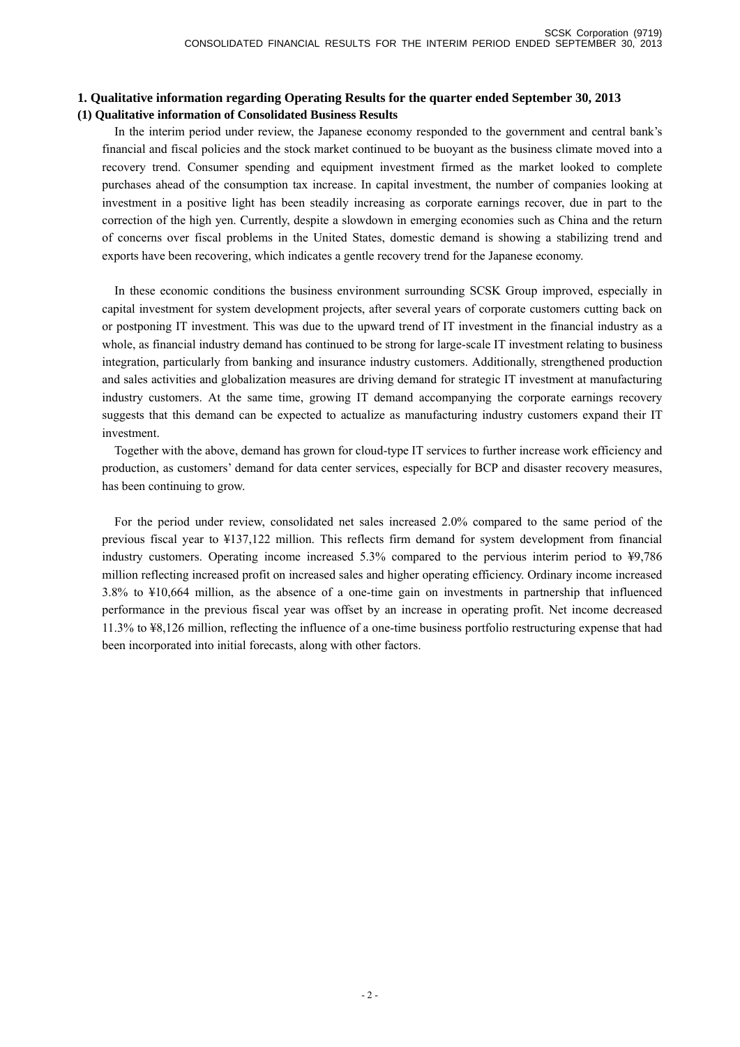## 1. Qualitative information regarding Operating Results for the quarter ended September 30, 2013

### (1) Qualitative information of Consolidated Business Results

In the interim period under review, the Japanese economy responded to the government and central bank's financial and fiscal policies and the stock market continued to be buoyant as the business climate moved into a recovery trend. Consumer spending and equipment investment firmed as the market looked to complete purchases ahead of the consumption tax increase. In capital investment, the number of companies looking at investment in a positive light has been steadily increasing as corporate earnings recover, due in part to the correction of the high yen. Currently, despite a slowdown in emerging economies such as China and the return of concerns over fiscal problems in the United States, domestic demand is showing a stabilizing trend and exports have been recovering, which indicates a gentle recovery trend for the Japanese economy.

In these economic conditions the business environment surrounding SCSK Group improved, especially in capital investment for system development projects, after several years of corporate customers cutting back on or postponing IT investment. This was due to the upward trend of IT investment in the financial industry as a whole, as financial industry demand has continued to be strong for large-scale IT investment relating to business integration, particularly from banking and insurance industry customers. Additionally, strengthened production and sales activities and globalization measures are driving demand for strategic IT investment at manufacturing industry customers. At the same time, growing IT demand accompanying the corporate earnings recovery suggests that this demand can be expected to actualize as manufacturing industry customers expand their IT investment.

Together with the above, demand has grown for cloud-type IT services to further increase work efficiency and production, as customers' demand for data center services, especially for BCP and disaster recovery measures, has been continuing to grow.

For the period under review, consolidated net sales increased 2.0% compared to the same period of the previous fiscal year to ¥137,122 million. This reflects firm demand for system development from financial industry customers. Operating income increased 5.3% compared to the pervious interim period to ¥9,786 million reflecting increased profit on increased sales and higher operating efficiency. Ordinary income increased 3.8% to ¥10,664 million, as the absence of a one-time gain on investments in partnership that influenced performance in the previous fiscal year was offset by an increase in operating profit. Net income decreased 11.3% to ¥8,126 million, reflecting the influence of a one-time business portfolio restructuring expense that had been incorporated into initial forecasts, along with other factors.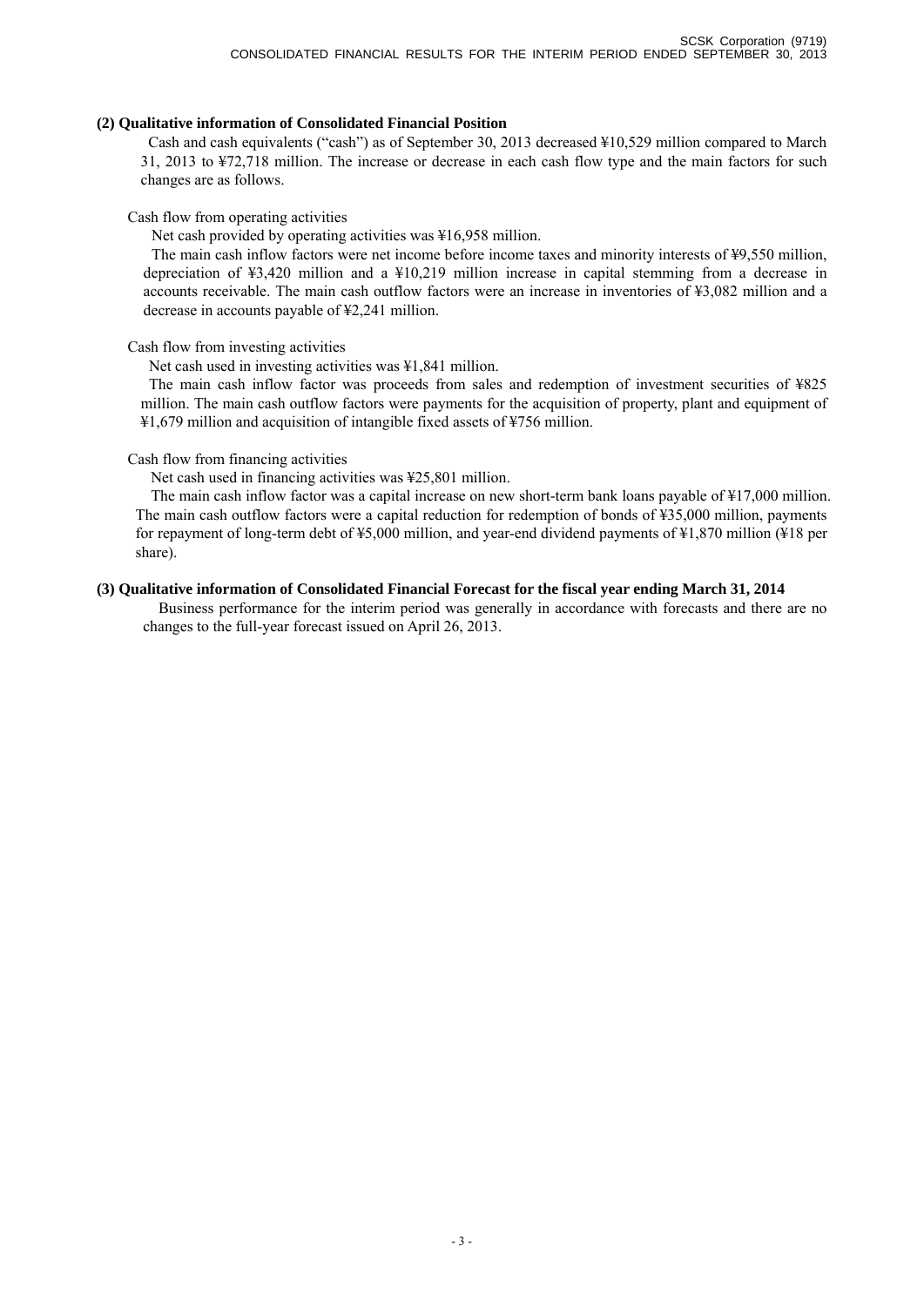### (2) Qualitative information of Consolidated Financial Position

Cash and cash equivalents ("cash") as of September 30, 2013 decreased ¥10,529 million compared to March 31, 2013 to ¥72,718 million. The increase or decrease in each cash flow type and the main factors for such changes are as follows.

Cash flow from operating activities

Net cash provided by operating activities was ¥16,958 million.

The main cash inflow factors were net income before income taxes and minority interests of ¥9,550 million, depreciation of ¥3,420 million and a ¥10,219 million increase in capital stemming from a decrease in accounts receivable. The main cash outflow factors were an increase in inventories of ¥3,082 million and a decrease in accounts payable of ¥2,241 million.

Cash flow from investing activities

Net cash used in investing activities was ¥1,841 million.

The main cash inflow factor was proceeds from sales and redemption of investment securities of ¥825 million. The main cash outflow factors were payments for the acquisition of property, plant and equipment of ¥1,679 million and acquisition of intangible fixed assets of ¥756 million.

Cash flow from financing activities

Net cash used in financing activities was ¥25,801 million.

The main cash inflow factor was a capital increase on new short-term bank loans payable of ¥17,000 million. The main cash outflow factors were a capital reduction for redemption of bonds of ¥35,000 million, payments for repayment of long-term debt of ¥5,000 million, and year-end dividend payments of ¥1,870 million (¥18 per share).

### (3) Qualitative information of Consolidated Financial Forecast for the fiscal year ending March 31, 2014

Business performance for the interim period was generally in accordance with forecasts and there are no changes to the full-year forecast issued on April 26, 2013.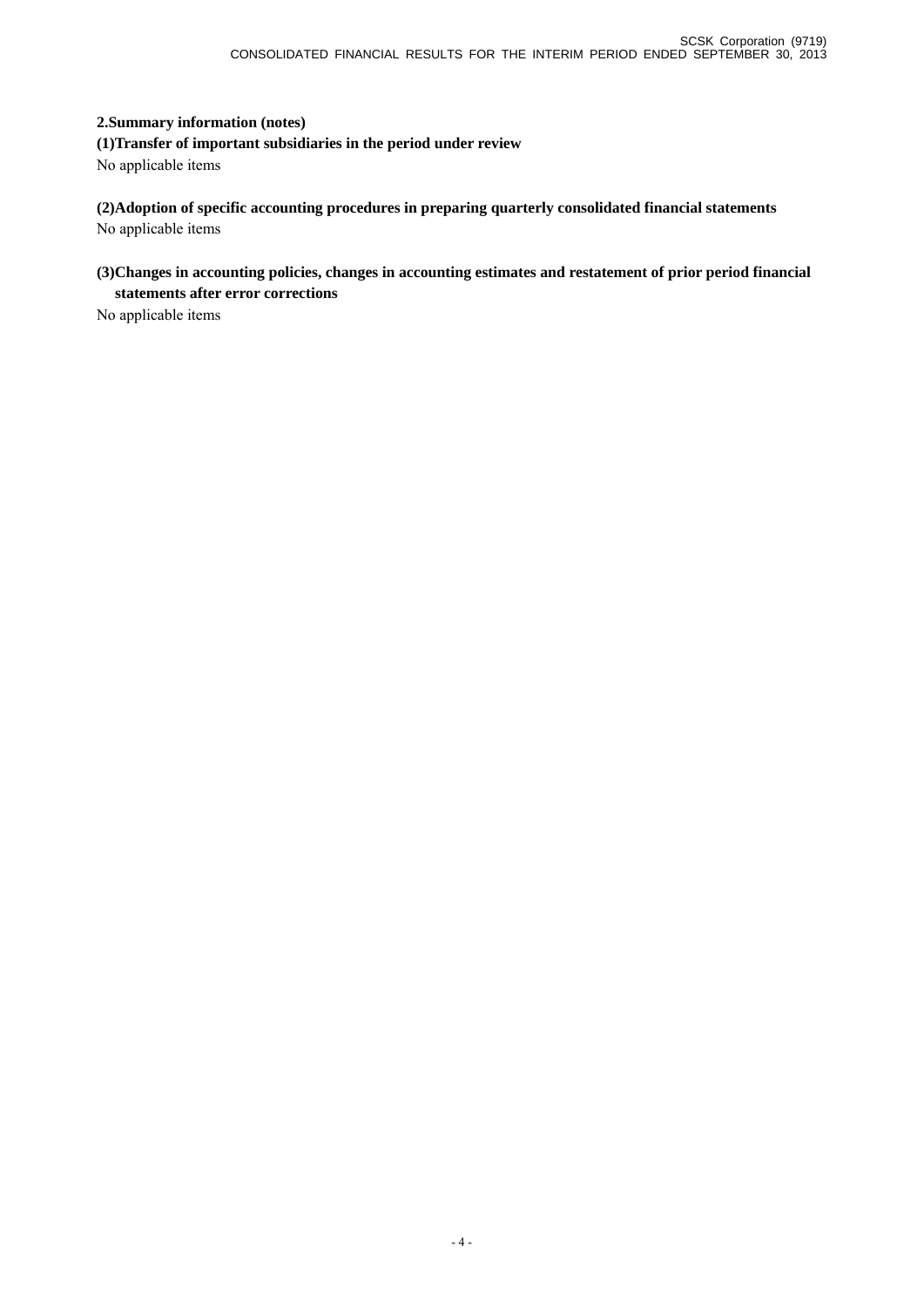## 2.Summary information (notes)

### (1)Transfer of important subsidiaries in the period under review

No applicable items

### (2)Adoption of specific accounting procedures in preparing quarterly consolidated financial statements

No applicable items

### (3)Changes in accounting policies, changes in accounting estimates and restatement of prior period financial statements after error corrections

No applicable items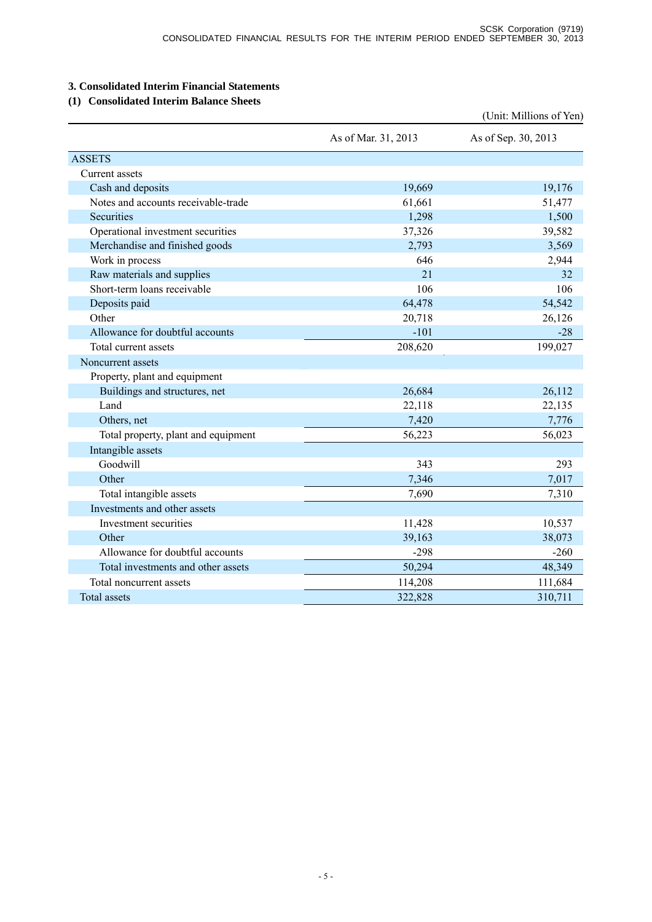## 3. Consolidated Interim Financial Statements

### (1) Consolidated Interim Balance Sheets

(Unit: Millions of Yen)

| | As of Mar. 31, 2013 | As of Sep. 30, 2013 |
|---|---|---|
| ASSETS | | |
| Current assets | | |
| Cash and deposits | 19,669 | 19,176 |
| Notes and accounts receivable-trade | 61,661 | 51,477 |
| Securities | 1,298 | 1,500 |
| Operational investment securities | 37,326 | 39,582 |
| Merchandise and finished goods | 2,793 | 3,569 |
| Work in process | 646 | 2,944 |
| Raw materials and supplies | 21 | 32 |
| Short-term loans receivable | 106 | 106 |
| Deposits paid | 64,478 | 54,542 |
| Other | 20,718 | 26,126 |
| Allowance for doubtful accounts | -101 | -28 |
| Total current assets | 208,620 | 199,027 |
| Noncurrent assets | | |
| Property, plant and equipment | | |
| Buildings and structures, net | 26,684 | 26,112 |
| Land | 22,118 | 22,135 |
| Others, net | 7,420 | 7,776 |
| Total property, plant and equipment | 56,223 | 56,023 |
| Intangible assets | | |
| Goodwill | 343 | 293 |
| Other | 7,346 | 7,017 |
| Total intangible assets | 7,690 | 7,310 |
| Investments and other assets | | |
| Investment securities | 11,428 | 10,537 |
| Other | 39,163 | 38,073 |
| Allowance for doubtful accounts | -298 | -260 |
| Total investments and other assets | 50,294 | 48,349 |
| Total noncurrent assets | 114,208 | 111,684 |
| Total assets | 322,828 | 310,711 |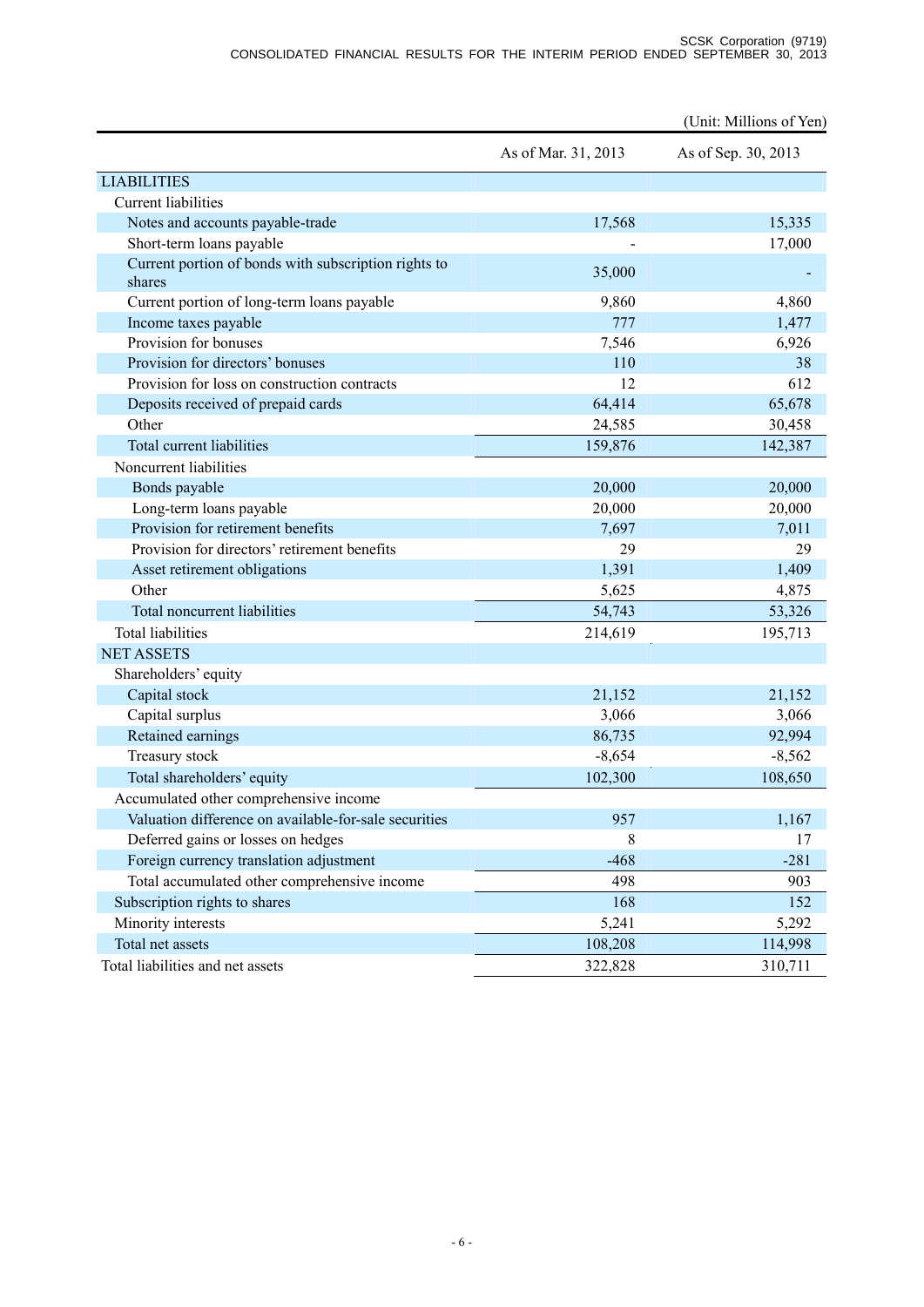(Unit: Millions of Yen)

| | As of Mar. 31, 2013 | As of Sep. 30, 2013 |
|---|---|---|
| LIABILITIES | | |
| Current liabilities | | |
| Notes and accounts payable-trade | 17,568 | 15,335 |
| Short-term loans payable | - | 17,000 |
| Current portion of bonds with subscription rights to shares | 35,000 | - |
| Current portion of long-term loans payable | 9,860 | 4,860 |
| Income taxes payable | 777 | 1,477 |
| Provision for bonuses | 7,546 | 6,926 |
| Provision for directors' bonuses | 110 | 38 |
| Provision for loss on construction contracts | 12 | 612 |
| Deposits received of prepaid cards | 64,414 | 65,678 |
| Other | 24,585 | 30,458 |
| Total current liabilities | 159,876 | 142,387 |
| Noncurrent liabilities | | |
| Bonds payable | 20,000 | 20,000 |
| Long-term loans payable | 20,000 | 20,000 |
| Provision for retirement benefits | 7,697 | 7,011 |
| Provision for directors' retirement benefits | 29 | 29 |
| Asset retirement obligations | 1,391 | 1,409 |
| Other | 5,625 | 4,875 |
| Total noncurrent liabilities | 54,743 | 53,326 |
| Total liabilities | 214,619 | 195,713 |
| NET ASSETS | | |
| Shareholders' equity | | |
| Capital stock | 21,152 | 21,152 |
| Capital surplus | 3,066 | 3,066 |
| Retained earnings | 86,735 | 92,994 |
| Treasury stock | -8,654 | -8,562 |
| Total shareholders' equity | 102,300 | 108,650 |
| Accumulated other comprehensive income | | |
| Valuation difference on available-for-sale securities | 957 | 1,167 |
| Deferred gains or losses on hedges | 8 | 17 |
| Foreign currency translation adjustment | -468 | -281 |
| Total accumulated other comprehensive income | 498 | 903 |
| Subscription rights to shares | 168 | 152 |
| Minority interests | 5,241 | 5,292 |
| Total net assets | 108,208 | 114,998 |
| Total liabilities and net assets | 322,828 | 310,711 |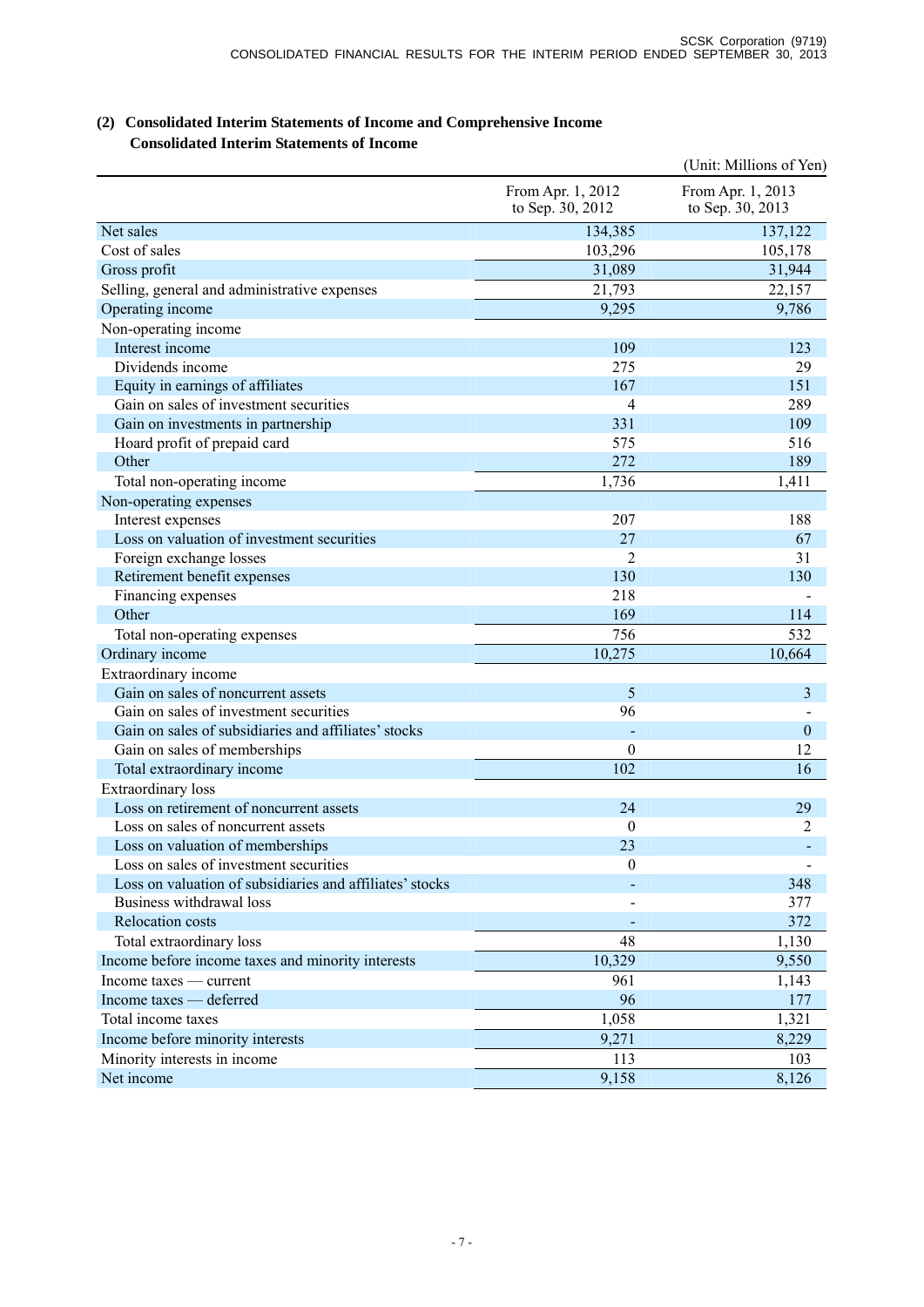### (2) Consolidated Interim Statements of Income and Comprehensive Income

**Consolidated Interim Statements of Income**

(Unit: Millions of Yen)

| | From Apr. 1, 2012 to Sep. 30, 2012 | From Apr. 1, 2013 to Sep. 30, 2013 |
|---|---|---|
| Net sales | 134,385 | 137,122 |
| Cost of sales | 103,296 | 105,178 |
| Gross profit | 31,089 | 31,944 |
| Selling, general and administrative expenses | 21,793 | 22,157 |
| Operating income | 9,295 | 9,786 |
| Non-operating income | | |
| Interest income | 109 | 123 |
| Dividends income | 275 | 29 |
| Equity in earnings of affiliates | 167 | 151 |
| Gain on sales of investment securities | 4 | 289 |
| Gain on investments in partnership | 331 | 109 |
| Hoard profit of prepaid card | 575 | 516 |
| Other | 272 | 189 |
| Total non-operating income | 1,736 | 1,411 |
| Non-operating expenses | | |
| Interest expenses | 207 | 188 |
| Loss on valuation of investment securities | 27 | 67 |
| Foreign exchange losses | 2 | 31 |
| Retirement benefit expenses | 130 | 130 |
| Financing expenses | 218 | - |
| Other | 169 | 114 |
| Total non-operating expenses | 756 | 532 |
| Ordinary income | 10,275 | 10,664 |
| Extraordinary income | | |
| Gain on sales of noncurrent assets | 5 | 3 |
| Gain on sales of investment securities | 96 | - |
| Gain on sales of subsidiaries and affiliates' stocks | - | 0 |
| Gain on sales of memberships | 0 | 12 |
| Total extraordinary income | 102 | 16 |
| Extraordinary loss | | |
| Loss on retirement of noncurrent assets | 24 | 29 |
| Loss on sales of noncurrent assets | 0 | 2 |
| Loss on valuation of memberships | 23 | - |
| Loss on sales of investment securities | 0 | - |
| Loss on valuation of subsidiaries and affiliates' stocks | - | 348 |
| Business withdrawal loss | - | 377 |
| Relocation costs | - | 372 |
| Total extraordinary loss | 48 | 1,130 |
| Income before income taxes and minority interests | 10,329 | 9,550 |
| Income taxes — current | 961 | 1,143 |
| Income taxes — deferred | 96 | 177 |
| Total income taxes | 1,058 | 1,321 |
| Income before minority interests | 9,271 | 8,229 |
| Minority interests in income | 113 | 103 |
| Net income | 9,158 | 8,126 |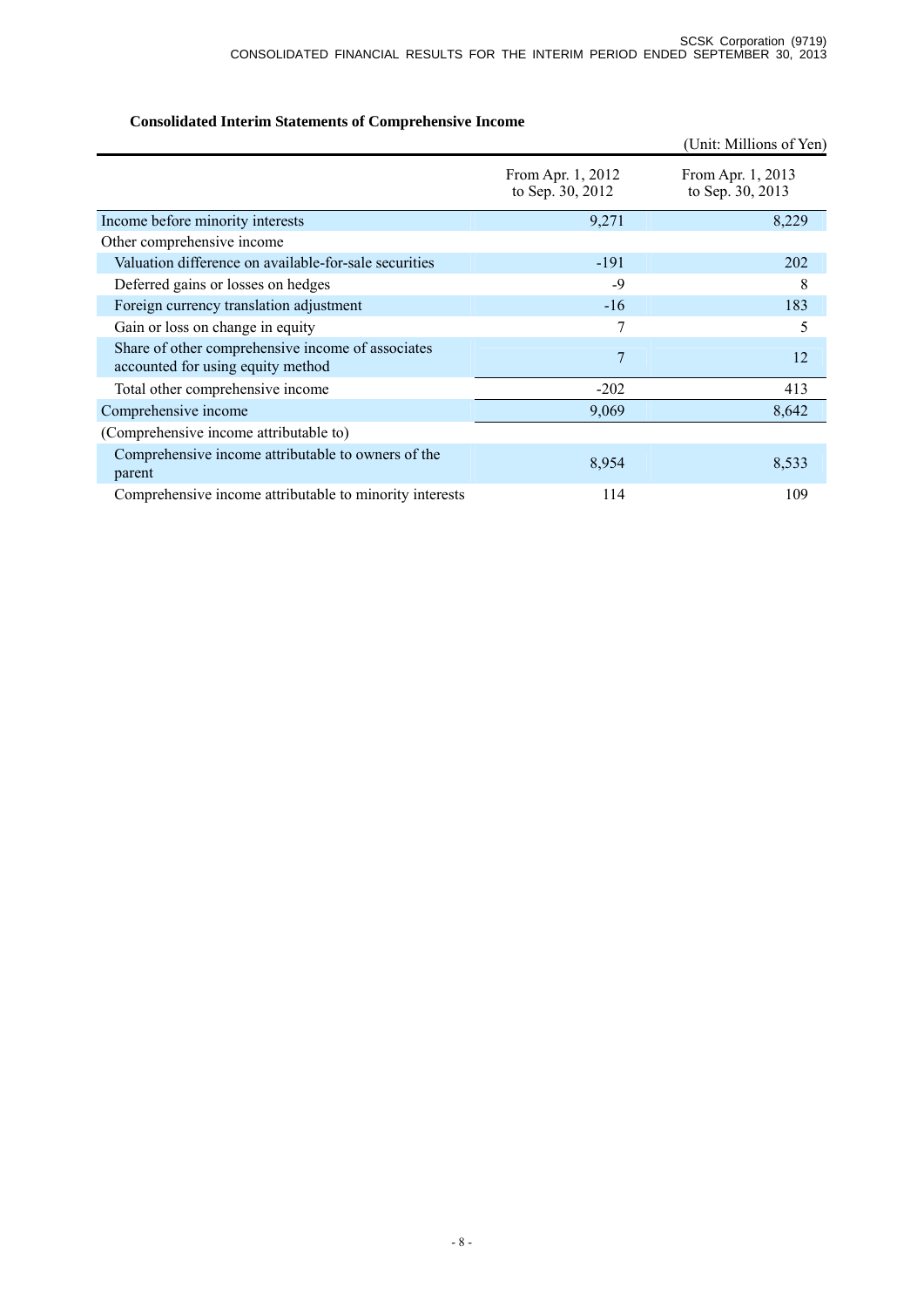### Consolidated Interim Statements of Comprehensive Income

(Unit: Millions of Yen)

| | From Apr. 1, 2012 to Sep. 30, 2012 | From Apr. 1, 2013 to Sep. 30, 2013 |
|---|---|---|
| Income before minority interests | 9,271 | 8,229 |
| Other comprehensive income | | |
| Valuation difference on available-for-sale securities | -191 | 202 |
| Deferred gains or losses on hedges | -9 | 8 |
| Foreign currency translation adjustment | -16 | 183 |
| Gain or loss on change in equity | 7 | 5 |
| Share of other comprehensive income of associates accounted for using equity method | 7 | 12 |
| Total other comprehensive income | -202 | 413 |
| Comprehensive income | 9,069 | 8,642 |
| (Comprehensive income attributable to) | | |
| Comprehensive income attributable to owners of the parent | 8,954 | 8,533 |
| Comprehensive income attributable to minority interests | 114 | 109 |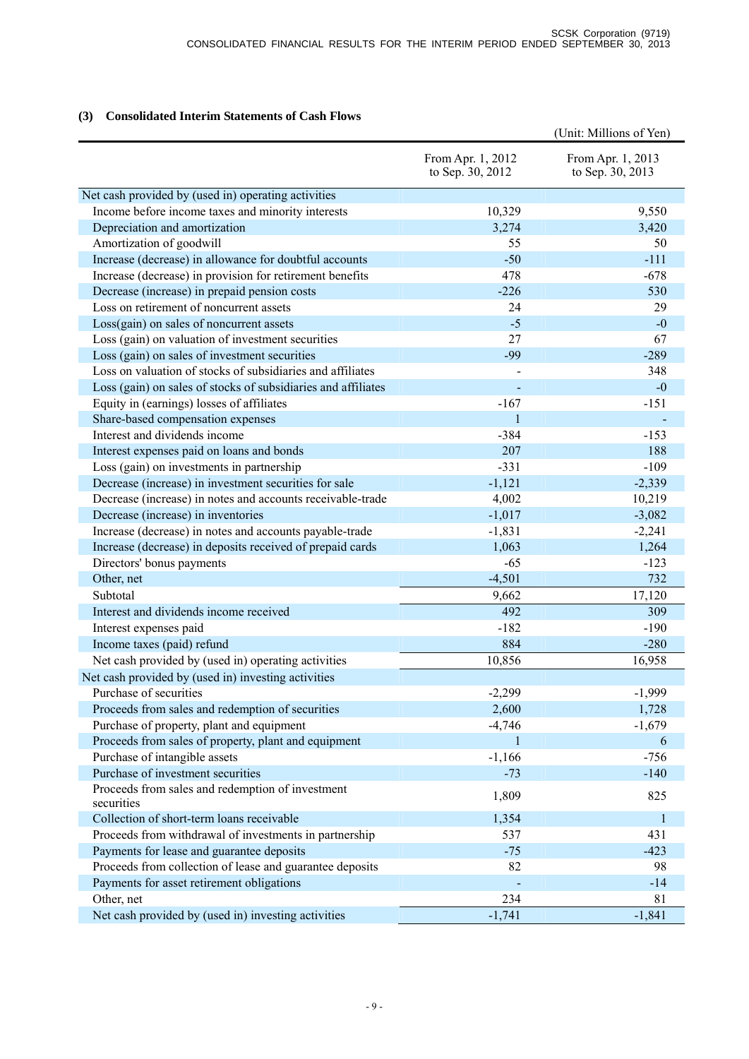### (3) Consolidated Interim Statements of Cash Flows

(Unit: Millions of Yen)

| | From Apr. 1, 2012 to Sep. 30, 2012 | From Apr. 1, 2013 to Sep. 30, 2013 |
|---|---|---|
| Net cash provided by (used in) operating activities | | |
| Income before income taxes and minority interests | 10,329 | 9,550 |
| Depreciation and amortization | 3,274 | 3,420 |
| Amortization of goodwill | 55 | 50 |
| Increase (decrease) in allowance for doubtful accounts | -50 | -111 |
| Increase (decrease) in provision for retirement benefits | 478 | -678 |
| Decrease (increase) in prepaid pension costs | -226 | 530 |
| Loss on retirement of noncurrent assets | 24 | 29 |
| Loss(gain) on sales of noncurrent assets | -5 | -0 |
| Loss (gain) on valuation of investment securities | 27 | 67 |
| Loss (gain) on sales of investment securities | -99 | -289 |
| Loss on valuation of stocks of subsidiaries and affiliates | - | 348 |
| Loss (gain) on sales of stocks of subsidiaries and affiliates | - | -0 |
| Equity in (earnings) losses of affiliates | -167 | -151 |
| Share-based compensation expenses | 1 | - |
| Interest and dividends income | -384 | -153 |
| Interest expenses paid on loans and bonds | 207 | 188 |
| Loss (gain) on investments in partnership | -331 | -109 |
| Decrease (increase) in investment securities for sale | -1,121 | -2,339 |
| Decrease (increase) in notes and accounts receivable-trade | 4,002 | 10,219 |
| Decrease (increase) in inventories | -1,017 | -3,082 |
| Increase (decrease) in notes and accounts payable-trade | -1,831 | -2,241 |
| Increase (decrease) in deposits received of prepaid cards | 1,063 | 1,264 |
| Directors' bonus payments | -65 | -123 |
| Other, net | -4,501 | 732 |
| Subtotal | 9,662 | 17,120 |
| Interest and dividends income received | 492 | 309 |
| Interest expenses paid | -182 | -190 |
| Income taxes (paid) refund | 884 | -280 |
| Net cash provided by (used in) operating activities | 10,856 | 16,958 |
| Net cash provided by (used in) investing activities | | |
| Purchase of securities | -2,299 | -1,999 |
| Proceeds from sales and redemption of securities | 2,600 | 1,728 |
| Purchase of property, plant and equipment | -4,746 | -1,679 |
| Proceeds from sales of property, plant and equipment | 1 | 6 |
| Purchase of intangible assets | -1,166 | -756 |
| Purchase of investment securities | -73 | -140 |
| Proceeds from sales and redemption of investment securities | 1,809 | 825 |
| Collection of short-term loans receivable | 1,354 | 1 |
| Proceeds from withdrawal of investments in partnership | 537 | 431 |
| Payments for lease and guarantee deposits | -75 | -423 |
| Proceeds from collection of lease and guarantee deposits | 82 | 98 |
| Payments for asset retirement obligations | - | -14 |
| Other, net | 234 | 81 |
| Net cash provided by (used in) investing activities | -1,741 | -1,841 |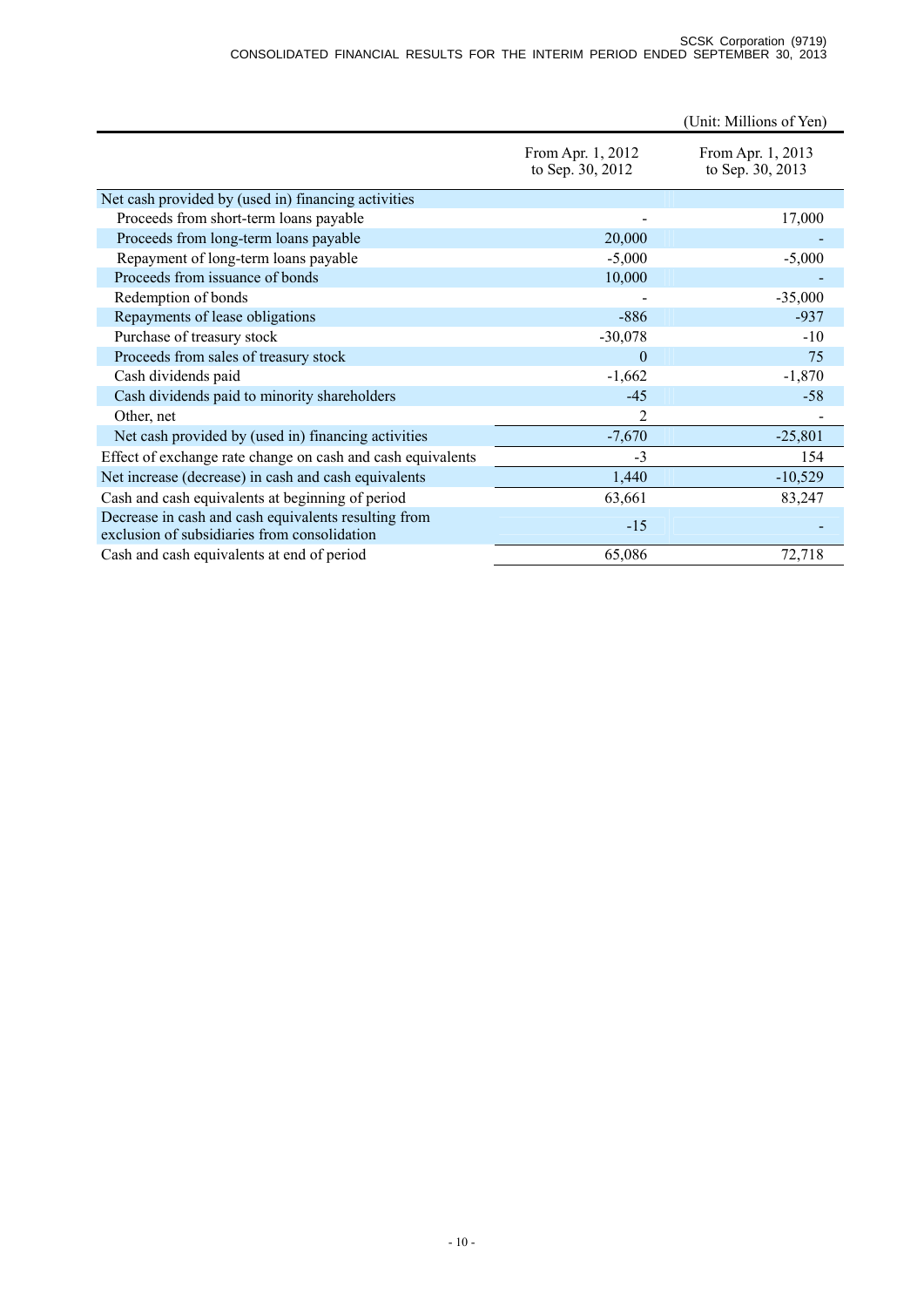(Unit: Millions of Yen)

| | From Apr. 1, 2012 to Sep. 30, 2012 | From Apr. 1, 2013 to Sep. 30, 2013 |
|---|---|---|
| Net cash provided by (used in) financing activities | | |
| Proceeds from short-term loans payable | - | 17,000 |
| Proceeds from long-term loans payable | 20,000 | - |
| Repayment of long-term loans payable | -5,000 | -5,000 |
| Proceeds from issuance of bonds | 10,000 | - |
| Redemption of bonds | - | -35,000 |
| Repayments of lease obligations | -886 | -937 |
| Purchase of treasury stock | -30,078 | -10 |
| Proceeds from sales of treasury stock | 0 | 75 |
| Cash dividends paid | -1,662 | -1,870 |
| Cash dividends paid to minority shareholders | -45 | -58 |
| Other, net | 2 | - |
| Net cash provided by (used in) financing activities | -7,670 | -25,801 |
| Effect of exchange rate change on cash and cash equivalents | -3 | 154 |
| Net increase (decrease) in cash and cash equivalents | 1,440 | -10,529 |
| Cash and cash equivalents at beginning of period | 63,661 | 83,247 |
| Decrease in cash and cash equivalents resulting from exclusion of subsidiaries from consolidation | -15 | - |
| Cash and cash equivalents at end of period | 65,086 | 72,718 |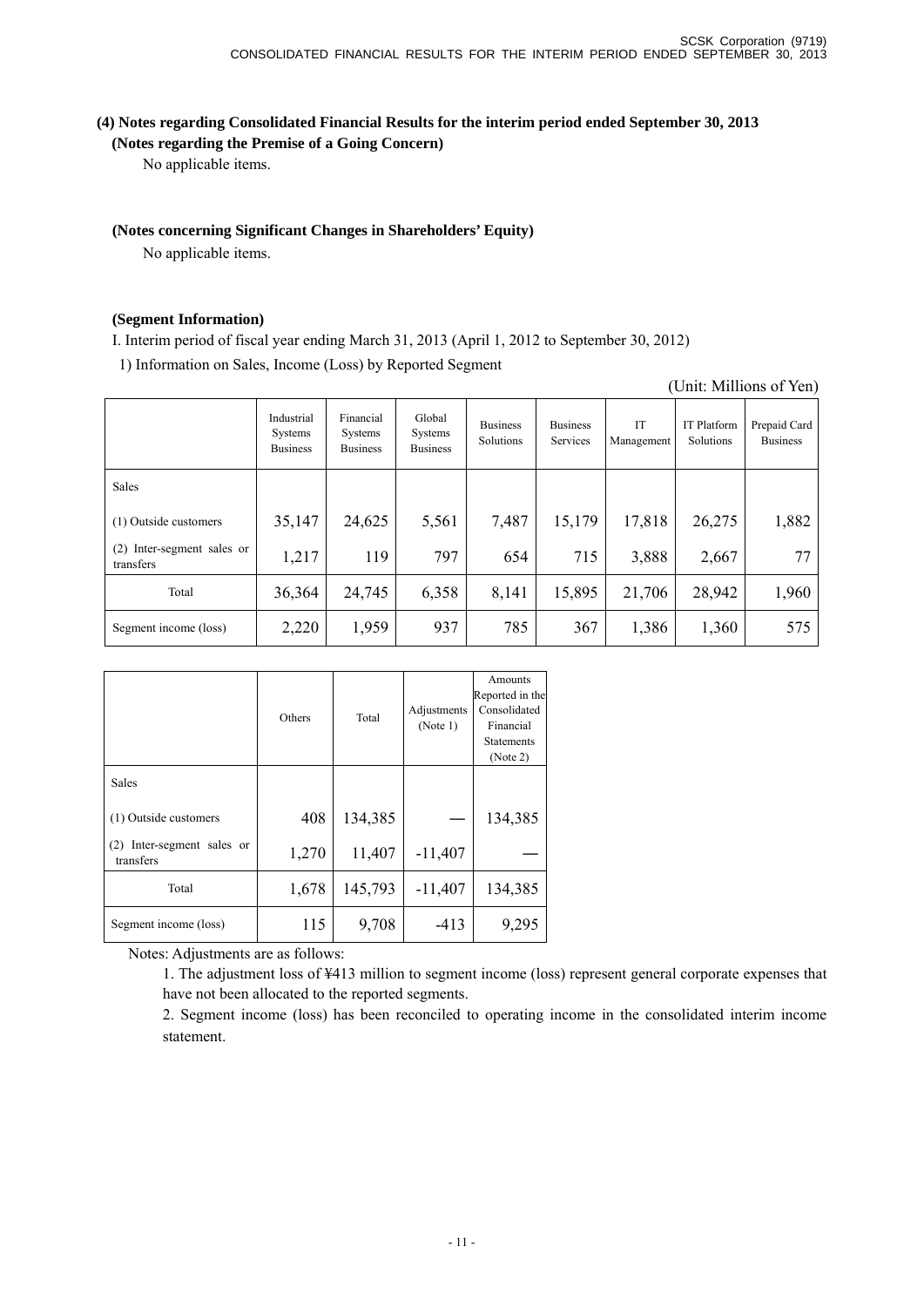### (4) Notes regarding Consolidated Financial Results for the interim period ended September 30, 2013

#### (Notes regarding the Premise of a Going Concern)

No applicable items.

#### (Notes concerning Significant Changes in Shareholders' Equity)

No applicable items.

#### (Segment Information)

I. Interim period of fiscal year ending March 31, 2013 (April 1, 2012 to September 30, 2012)

1) Information on Sales, Income (Loss) by Reported Segment

(Unit: Millions of Yen)

| | Industrial Systems Business | Financial Systems Business | Global Systems Business | Business Solutions | Business Services | IT Management | IT Platform Solutions | Prepaid Card Business |
|---|---|---|---|---|---|---|---|---|
| Sales | | | | | | | | |
| (1) Outside customers | 35,147 | 24,625 | 5,561 | 7,487 | 15,179 | 17,818 | 26,275 | 1,882 |
| (2) Inter-segment sales or transfers | 1,217 | 119 | 797 | 654 | 715 | 3,888 | 2,667 | 77 |
| Total | 36,364 | 24,745 | 6,358 | 8,141 | 15,895 | 21,706 | 28,942 | 1,960 |
| Segment income (loss) | 2,220 | 1,959 | 937 | 785 | 367 | 1,386 | 1,360 | 575 |

| | Others | Total | Adjustments (Note 1) | Amounts Reported in the Consolidated Financial Statements (Note 2) |
|---|---|---|---|---|
| Sales | | | | |
| (1) Outside customers | 408 | 134,385 | — | 134,385 |
| (2) Inter-segment sales or transfers | 1,270 | 11,407 | -11,407 | — |
| Total | 1,678 | 145,793 | -11,407 | 134,385 |
| Segment income (loss) | 115 | 9,708 | -413 | 9,295 |

Notes: Adjustments are as follows:

1. The adjustment loss of ¥413 million to segment income (loss) represent general corporate expenses that have not been allocated to the reported segments.
2. Segment income (loss) has been reconciled to operating income in the consolidated interim income statement.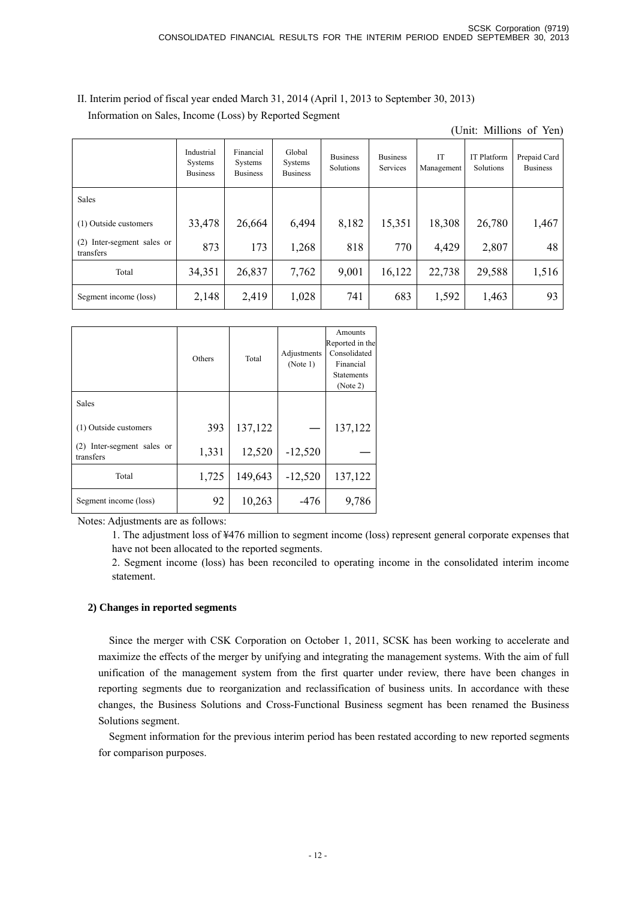II. Interim period of fiscal year ended March 31, 2014 (April 1, 2013 to September 30, 2013)

Information on Sales, Income (Loss) by Reported Segment

(Unit: Millions of Yen)

| | Industrial Systems Business | Financial Systems Business | Global Systems Business | Business Solutions | Business Services | IT Management | IT Platform Solutions | Prepaid Card Business |
|---|---|---|---|---|---|---|---|---|
| Sales | | | | | | | | |
| (1) Outside customers | 33,478 | 26,664 | 6,494 | 8,182 | 15,351 | 18,308 | 26,780 | 1,467 |
| (2) Inter-segment sales or transfers | 873 | 173 | 1,268 | 818 | 770 | 4,429 | 2,807 | 48 |
| Total | 34,351 | 26,837 | 7,762 | 9,001 | 16,122 | 22,738 | 29,588 | 1,516 |
| Segment income (loss) | 2,148 | 2,419 | 1,028 | 741 | 683 | 1,592 | 1,463 | 93 |

| | Others | Total | Adjustments (Note 1) | Amounts Reported in the Consolidated Financial Statements (Note 2) |
|---|---|---|---|---|
| Sales | | | | |
| (1) Outside customers | 393 | 137,122 | — | 137,122 |
| (2) Inter-segment sales or transfers | 1,331 | 12,520 | -12,520 | — |
| Total | 1,725 | 149,643 | -12,520 | 137,122 |
| Segment income (loss) | 92 | 10,263 | -476 | 9,786 |

Notes: Adjustments are as follows:

1. The adjustment loss of ¥476 million to segment income (loss) represent general corporate expenses that have not been allocated to the reported segments.
2. Segment income (loss) has been reconciled to operating income in the consolidated interim income statement.

**2) Changes in reported segments**

Since the merger with CSK Corporation on October 1, 2011, SCSK has been working to accelerate and maximize the effects of the merger by unifying and integrating the management systems. With the aim of full unification of the management system from the first quarter under review, there have been changes in reporting segments due to reorganization and reclassification of business units. In accordance with these changes, the Business Solutions and Cross-Functional Business segment has been renamed the Business Solutions segment.

Segment information for the previous interim period has been restated according to new reported segments for comparison purposes.